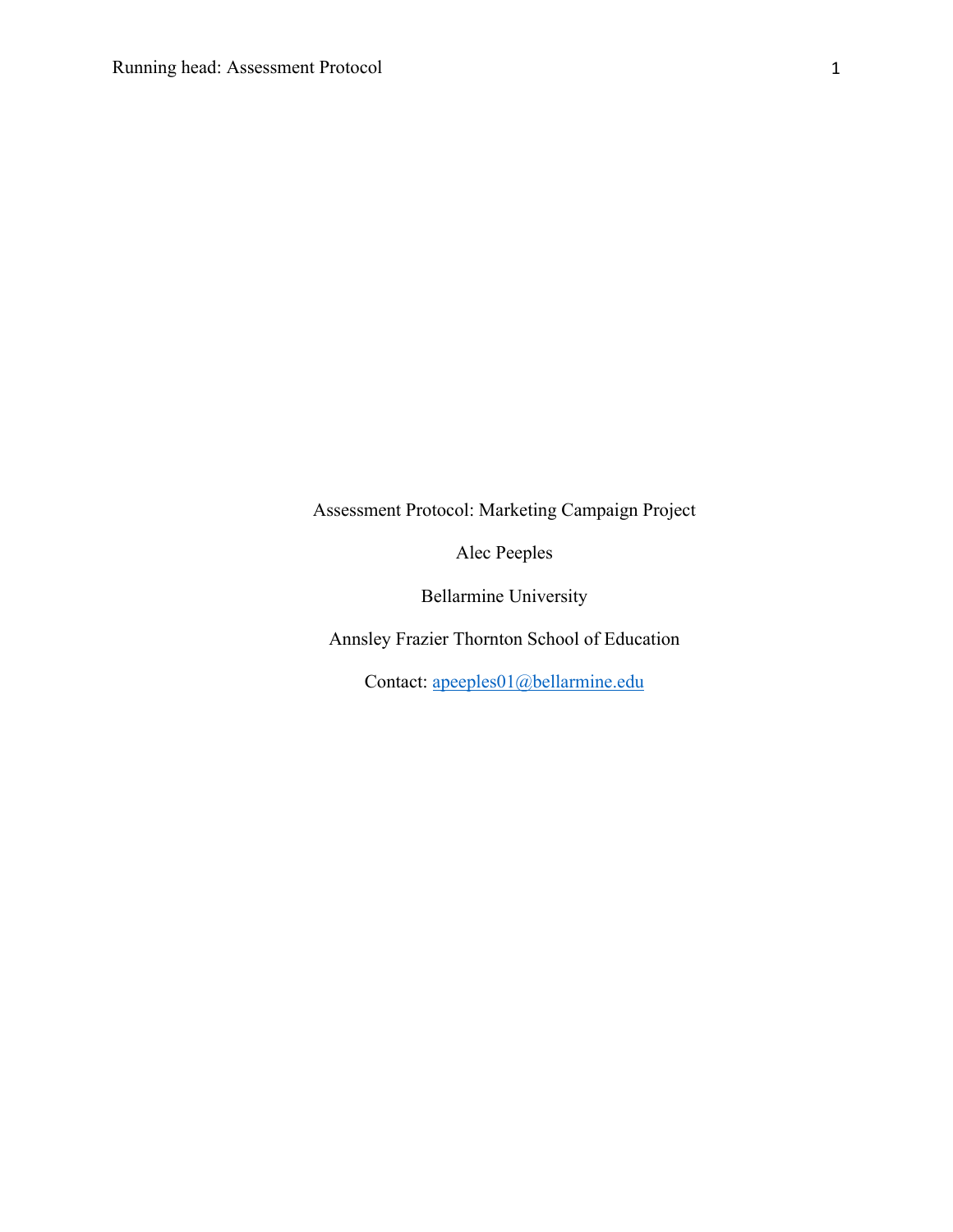Assessment Protocol: Marketing Campaign Project

Alec Peeples

Bellarmine University

Annsley Frazier Thornton School of Education

Contact: apeeples01@bellarmine.edu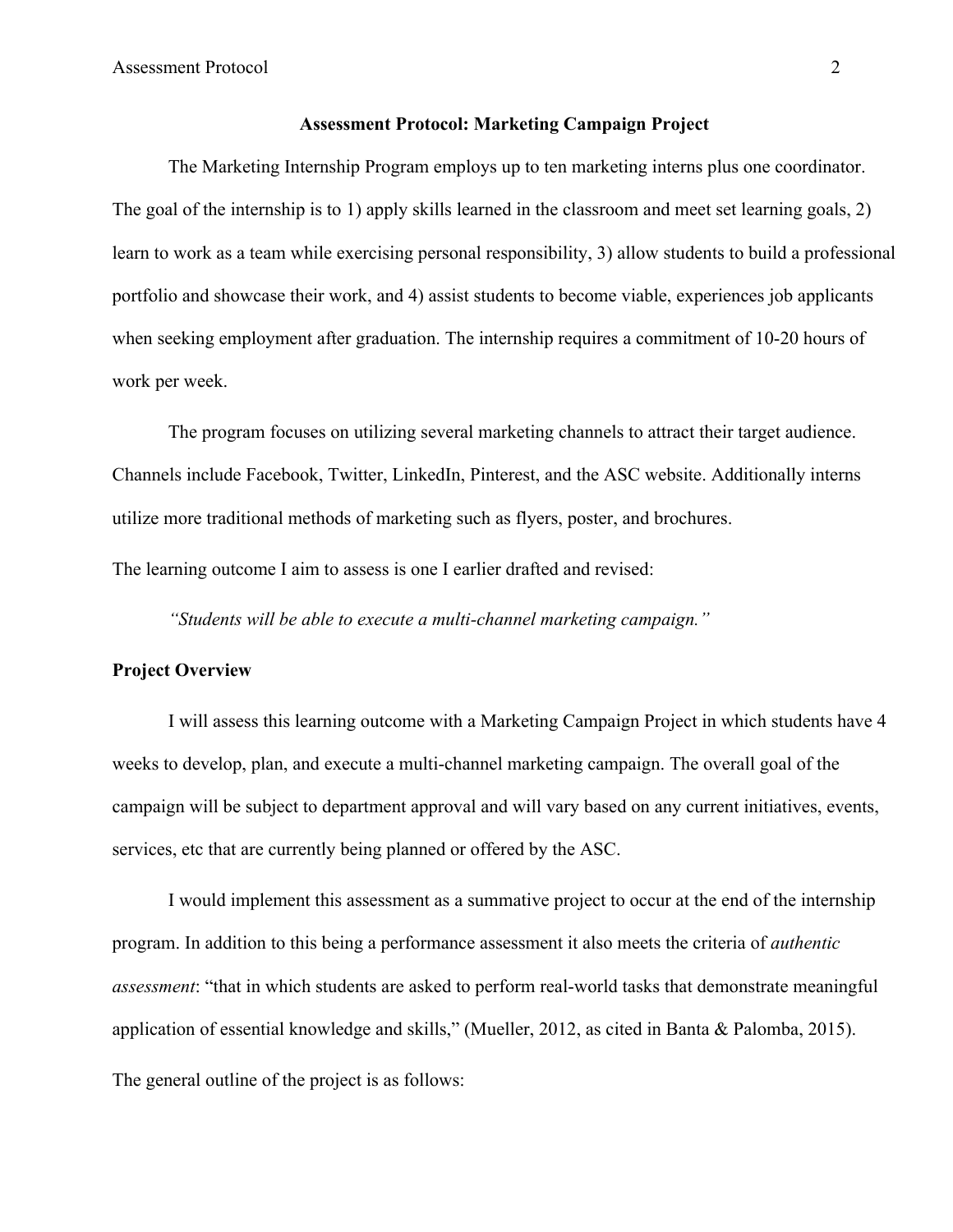## Assessment Protocol: Marketing Campaign Project

The Marketing Internship Program employs up to ten marketing interns plus one coordinator. The goal of the internship is to 1) apply skills learned in the classroom and meet set learning goals, 2) learn to work as a team while exercising personal responsibility, 3) allow students to build a professional portfolio and showcase their work, and 4) assist students to become viable, experiences job applicants when seeking employment after graduation. The internship requires a commitment of 10-20 hours of work per week.

The program focuses on utilizing several marketing channels to attract their target audience. Channels include Facebook, Twitter, LinkedIn, Pinterest, and the ASC website. Additionally interns utilize more traditional methods of marketing such as flyers, poster, and brochures.

The learning outcome I aim to assess is one I earlier drafted and revised:

*"Students will be able to execute a multi-channel marketing campaign."*

### Project Overview

I will assess this learning outcome with a Marketing Campaign Project in which students have 4 weeks to develop, plan, and execute a multi-channel marketing campaign. The overall goal of the campaign will be subject to department approval and will vary based on any current initiatives, events, services, etc that are currently being planned or offered by the ASC.

I would implement this assessment as a summative project to occur at the end of the internship program. In addition to this being a performance assessment it also meets the criteria of *authentic assessment*: "that in which students are asked to perform real-world tasks that demonstrate meaningful application of essential knowledge and skills," (Mueller, 2012, as cited in Banta & Palomba, 2015).

The general outline of the project is as follows: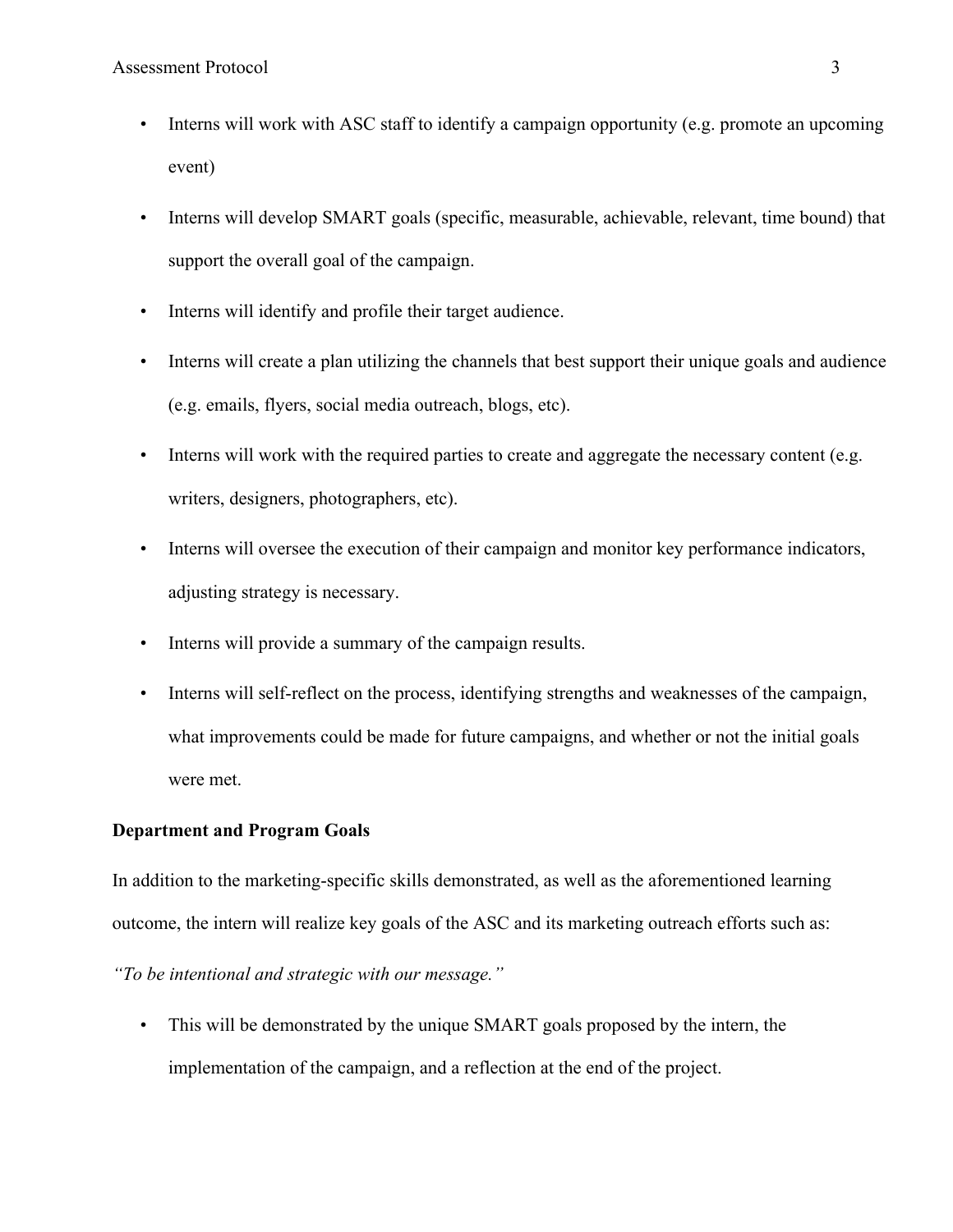- Interns will work with ASC staff to identify a campaign opportunity (e.g. promote an upcoming event)
- Interns will develop SMART goals (specific, measurable, achievable, relevant, time bound) that support the overall goal of the campaign.
- Interns will identify and profile their target audience.
- Interns will create a plan utilizing the channels that best support their unique goals and audience (e.g. emails, flyers, social media outreach, blogs, etc).
- Interns will work with the required parties to create and aggregate the necessary content (e.g. writers, designers, photographers, etc).
- Interns will oversee the execution of their campaign and monitor key performance indicators, adjusting strategy is necessary.
- Interns will provide a summary of the campaign results.
- Interns will self-reflect on the process, identifying strengths and weaknesses of the campaign, what improvements could be made for future campaigns, and whether or not the initial goals were met.

**Department and Program Goals**

In addition to the marketing-specific skills demonstrated, as well as the aforementioned learning outcome, the intern will realize key goals of the ASC and its marketing outreach efforts such as:

*"To be intentional and strategic with our message."*

- This will be demonstrated by the unique SMART goals proposed by the intern, the implementation of the campaign, and a reflection at the end of the project.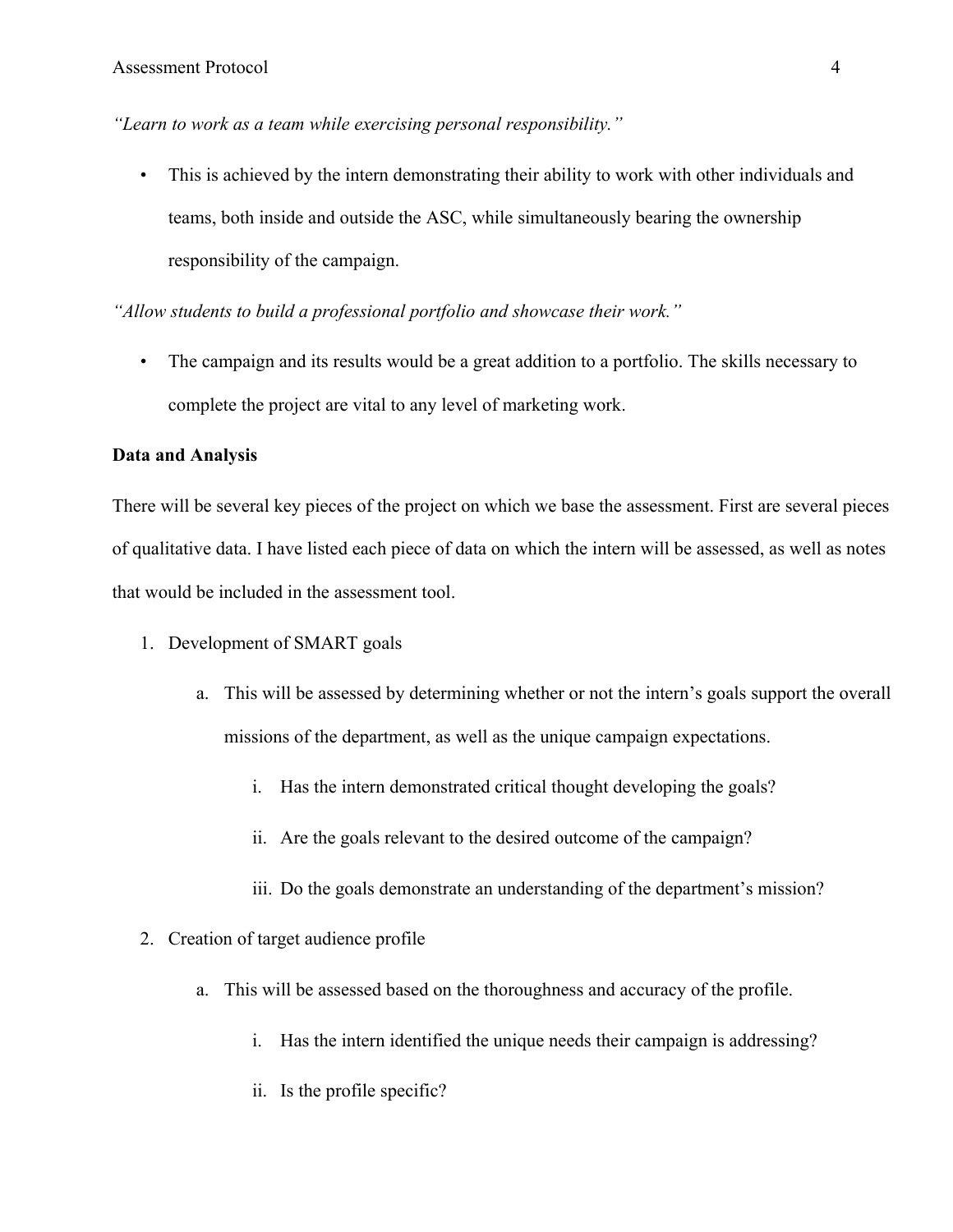*"Learn to work as a team while exercising personal responsibility."*

- This is achieved by the intern demonstrating their ability to work with other individuals and teams, both inside and outside the ASC, while simultaneously bearing the ownership responsibility of the campaign.

*"Allow students to build a professional portfolio and showcase their work."*

- The campaign and its results would be a great addition to a portfolio. The skills necessary to complete the project are vital to any level of marketing work.

**Data and Analysis**

There will be several key pieces of the project on which we base the assessment. First are several pieces of qualitative data. I have listed each piece of data on which the intern will be assessed, as well as notes that would be included in the assessment tool.

1. Development of SMART goals
    a. This will be assessed by determining whether or not the intern's goals support the overall missions of the department, as well as the unique campaign expectations.
        i. Has the intern demonstrated critical thought developing the goals?
        ii. Are the goals relevant to the desired outcome of the campaign?
        iii. Do the goals demonstrate an understanding of the department's mission?
2. Creation of target audience profile
    a. This will be assessed based on the thoroughness and accuracy of the profile.
        i. Has the intern identified the unique needs their campaign is addressing?
        ii. Is the profile specific?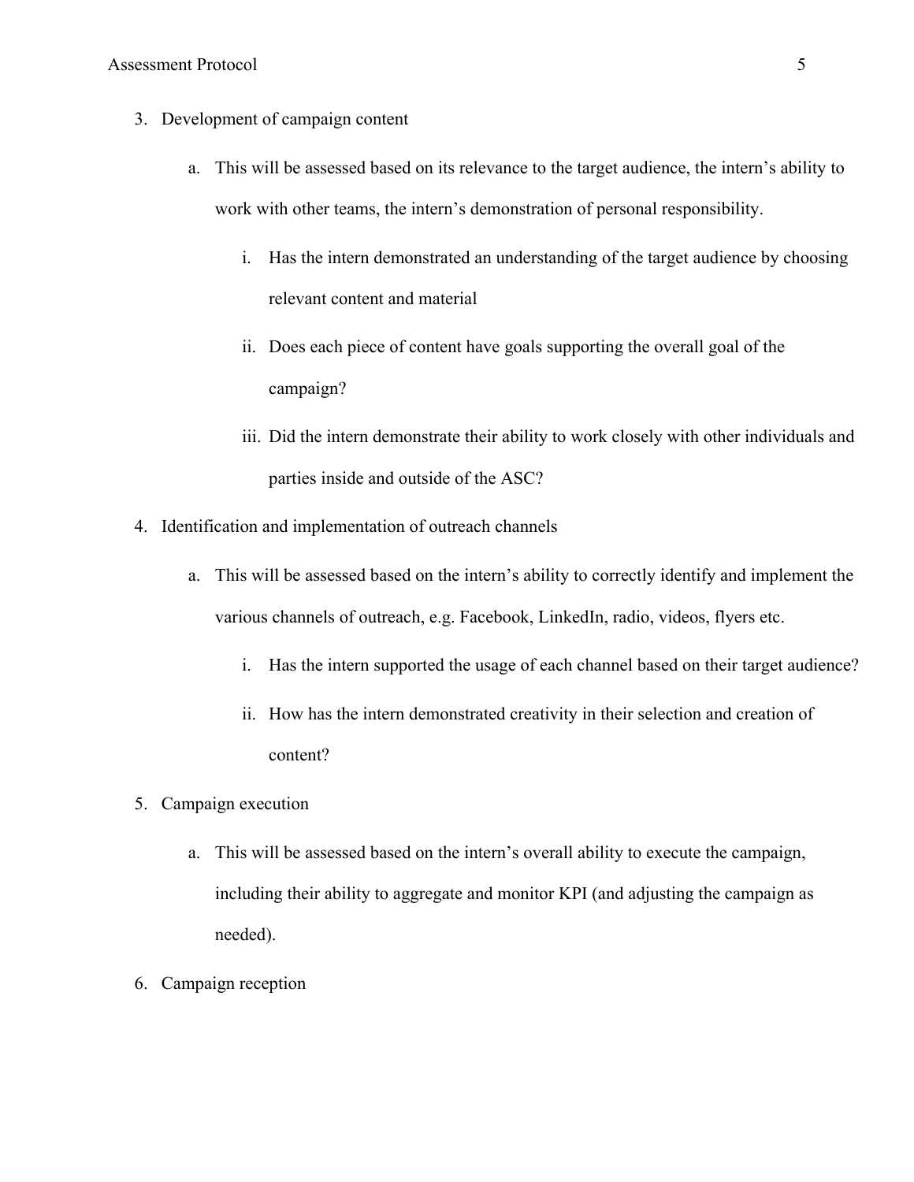3. Development of campaign content
    a. This will be assessed based on its relevance to the target audience, the intern's ability to work with other teams, the intern's demonstration of personal responsibility.
        i. Has the intern demonstrated an understanding of the target audience by choosing relevant content and material
        ii. Does each piece of content have goals supporting the overall goal of the campaign?
        iii. Did the intern demonstrate their ability to work closely with other individuals and parties inside and outside of the ASC?
4. Identification and implementation of outreach channels
    a. This will be assessed based on the intern's ability to correctly identify and implement the various channels of outreach, e.g. Facebook, LinkedIn, radio, videos, flyers etc.
        i. Has the intern supported the usage of each channel based on their target audience?
        ii. How has the intern demonstrated creativity in their selection and creation of content?
5. Campaign execution
    a. This will be assessed based on the intern's overall ability to execute the campaign, including their ability to aggregate and monitor KPI (and adjusting the campaign as needed).
6. Campaign reception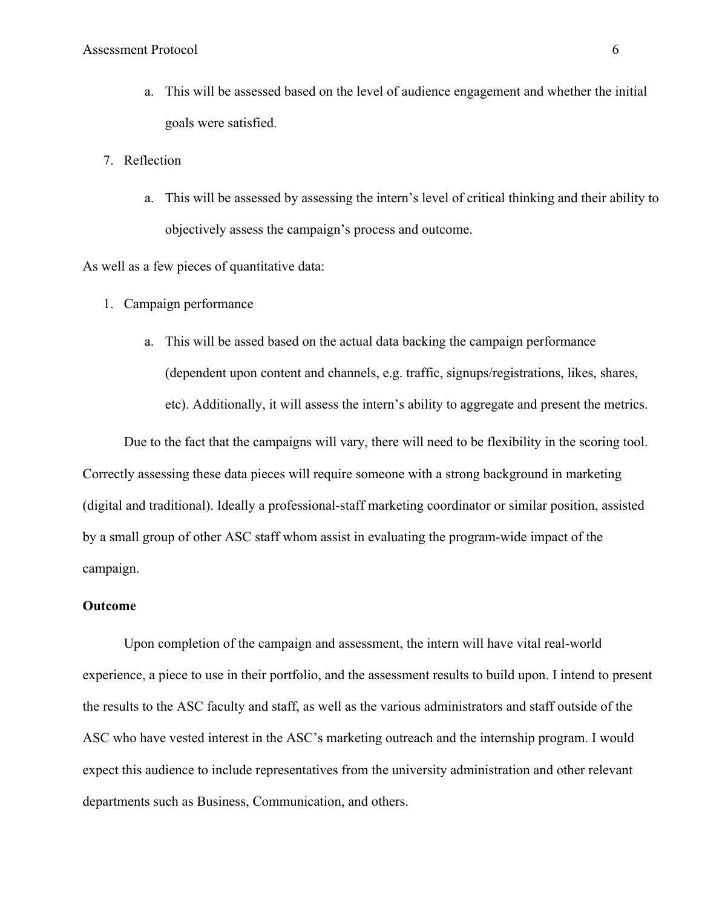a. This will be assessed based on the level of audience engagement and whether the initial goals were satisfied.

7. Reflection

   a. This will be assessed by assessing the intern's level of critical thinking and their ability to objectively assess the campaign's process and outcome.

As well as a few pieces of quantitative data:

1. Campaign performance

   a. This will be assed based on the actual data backing the campaign performance (dependent upon content and channels, e.g. traffic, signups/registrations, likes, shares, etc). Additionally, it will assess the intern's ability to aggregate and present the metrics.

Due to the fact that the campaigns will vary, there will need to be flexibility in the scoring tool. Correctly assessing these data pieces will require someone with a strong background in marketing (digital and traditional). Ideally a professional-staff marketing coordinator or similar position, assisted by a small group of other ASC staff whom assist in evaluating the program-wide impact of the campaign.

**Outcome**

Upon completion of the campaign and assessment, the intern will have vital real-world experience, a piece to use in their portfolio, and the assessment results to build upon. I intend to present the results to the ASC faculty and staff, as well as the various administrators and staff outside of the ASC who have vested interest in the ASC's marketing outreach and the internship program. I would expect this audience to include representatives from the university administration and other relevant departments such as Business, Communication, and others.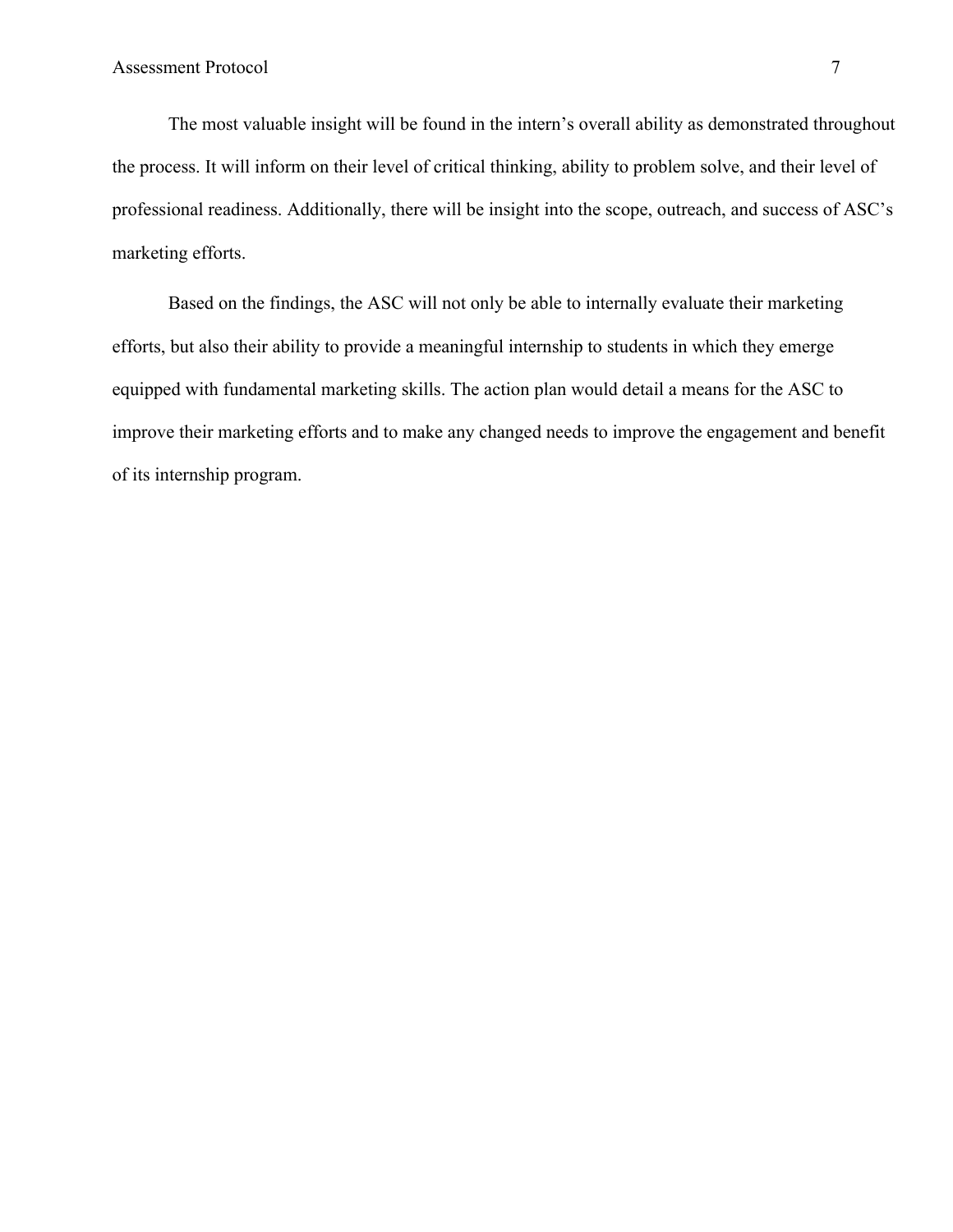The most valuable insight will be found in the intern's overall ability as demonstrated throughout the process. It will inform on their level of critical thinking, ability to problem solve, and their level of professional readiness. Additionally, there will be insight into the scope, outreach, and success of ASC's marketing efforts.

Based on the findings, the ASC will not only be able to internally evaluate their marketing efforts, but also their ability to provide a meaningful internship to students in which they emerge equipped with fundamental marketing skills. The action plan would detail a means for the ASC to improve their marketing efforts and to make any changed needs to improve the engagement and benefit of its internship program.